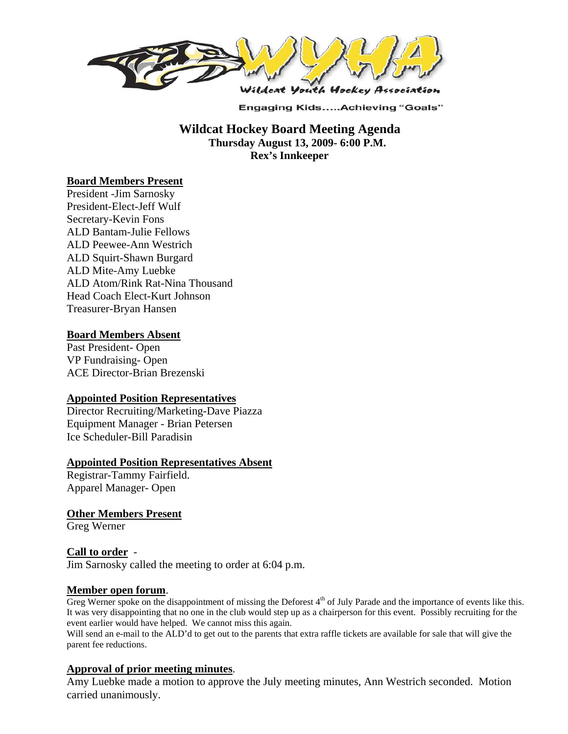Wildcat Youth Hockey Association

Engaging Kids.....Achieving "Goals"

# Wildcat Hockey Board Meeting Agenda

**Thursday August 13, 2009- 6:00 P.M.**
**Rex's Innkeeper**

## Board Members Present

President -Jim Sarnosky
President-Elect-Jeff Wulf
Secretary-Kevin Fons
ALD Bantam-Julie Fellows
ALD Peewee-Ann Westrich
ALD Squirt-Shawn Burgard
ALD Mite-Amy Luebke
ALD Atom/Rink Rat-Nina Thousand
Head Coach Elect-Kurt Johnson
Treasurer-Bryan Hansen

## Board Members Absent

Past President- Open
VP Fundraising- Open
ACE Director-Brian Brezenski

## Appointed Position Representatives

Director Recruiting/Marketing-Dave Piazza
Equipment Manager - Brian Petersen
Ice Scheduler-Bill Paradisin

## Appointed Position Representatives Absent

Registrar-Tammy Fairfield.
Apparel Manager- Open

## Other Members Present

Greg Werner

## Call to order -

Jim Sarnosky called the meeting to order at 6:04 p.m.

## Member open forum.

Greg Werner spoke on the disappointment of missing the Deforest 4th of July Parade and the importance of events like this. It was very disappointing that no one in the club would step up as a chairperson for this event. Possibly recruiting for the event earlier would have helped. We cannot miss this again.
Will send an e-mail to the ALD'd to get out to the parents that extra raffle tickets are available for sale that will give the parent fee reductions.

## Approval of prior meeting minutes.

Amy Luebke made a motion to approve the July meeting minutes, Ann Westrich seconded. Motion carried unanimously.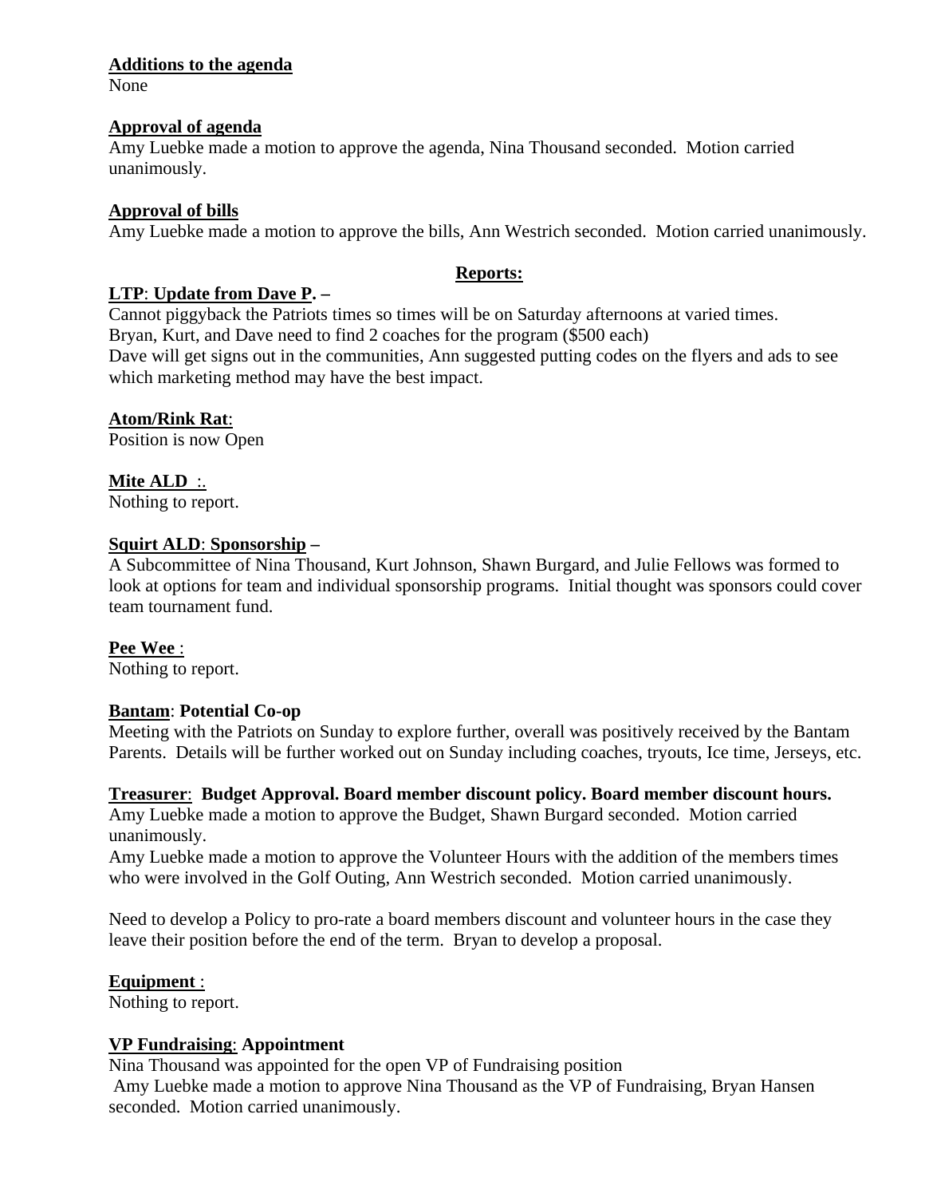**Additions to the agenda**
None

**Approval of agenda**
Amy Luebke made a motion to approve the agenda, Nina Thousand seconded. Motion carried unanimously.

**Approval of bills**
Amy Luebke made a motion to approve the bills, Ann Westrich seconded. Motion carried unanimously.

**Reports:**

**LTP: Update from Dave P. –**
Cannot piggyback the Patriots times so times will be on Saturday afternoons at varied times.
Bryan, Kurt, and Dave need to find 2 coaches for the program ($500 each)
Dave will get signs out in the communities, Ann suggested putting codes on the flyers and ads to see which marketing method may have the best impact.

**Atom/Rink Rat**:
Position is now Open

**Mite ALD** :.
Nothing to report.

**Squirt ALD**: **Sponsorship –**
A Subcommittee of Nina Thousand, Kurt Johnson, Shawn Burgard, and Julie Fellows was formed to look at options for team and individual sponsorship programs. Initial thought was sponsors could cover team tournament fund.

**Pee Wee** :
Nothing to report.

**Bantam**: **Potential Co-op**
Meeting with the Patriots on Sunday to explore further, overall was positively received by the Bantam Parents. Details will be further worked out on Sunday including coaches, tryouts, Ice time, Jerseys, etc.

**Treasurer**: **Budget Approval. Board member discount policy. Board member discount hours.**
Amy Luebke made a motion to approve the Budget, Shawn Burgard seconded. Motion carried unanimously.
Amy Luebke made a motion to approve the Volunteer Hours with the addition of the members times who were involved in the Golf Outing, Ann Westrich seconded. Motion carried unanimously.

Need to develop a Policy to pro-rate a board members discount and volunteer hours in the case they leave their position before the end of the term. Bryan to develop a proposal.

**Equipment** :
Nothing to report.

**VP Fundraising**: **Appointment**
Nina Thousand was appointed for the open VP of Fundraising position
Amy Luebke made a motion to approve Nina Thousand as the VP of Fundraising, Bryan Hansen seconded. Motion carried unanimously.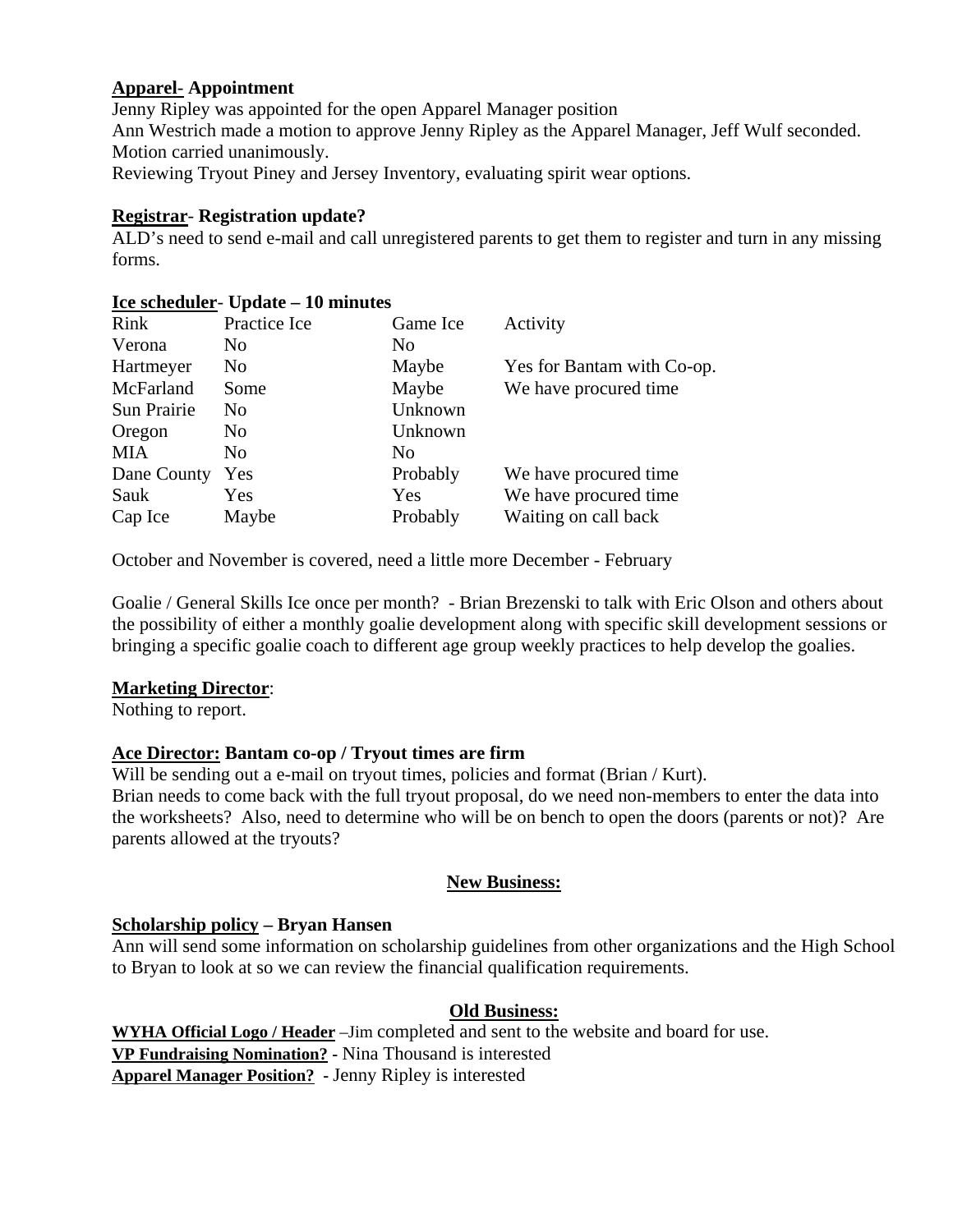**<u>Apparel</u>- Appointment**

Jenny Ripley was appointed for the open Apparel Manager position
Ann Westrich made a motion to approve Jenny Ripley as the Apparel Manager, Jeff Wulf seconded. Motion carried unanimously.
Reviewing Tryout Piney and Jersey Inventory, evaluating spirit wear options.

**<u>Registrar</u>- Registration update?**

ALD's need to send e-mail and call unregistered parents to get them to register and turn in any missing forms.

**<u>Ice scheduler</u>- Update – 10 minutes**

| Rink | Practice Ice | Game Ice | Activity |
|---|---|---|---|
| Verona | No | No | |
| Hartmeyer | No | Maybe | Yes for Bantam with Co-op. |
| McFarland | Some | Maybe | We have procured time |
| Sun Prairie | No | Unknown | |
| Oregon | No | Unknown | |
| MIA | No | No | |
| Dane County | Yes | Probably | We have procured time |
| Sauk | Yes | Yes | We have procured time |
| Cap Ice | Maybe | Probably | Waiting on call back |

October and November is covered, need a little more December - February

Goalie / General Skills Ice once per month? - Brian Brezenski to talk with Eric Olson and others about the possibility of either a monthly goalie development along with specific skill development sessions or bringing a specific goalie coach to different age group weekly practices to help develop the goalies.

**<u>Marketing Director</u>**:

Nothing to report.

**<u>Ace Director:</u> Bantam co-op / Tryout times are firm**

Will be sending out a e-mail on tryout times, policies and format (Brian / Kurt).
Brian needs to come back with the full tryout proposal, do we need non-members to enter the data into the worksheets? Also, need to determine who will be on bench to open the doors (parents or not)? Are parents allowed at the tryouts?

## <u>New Business:</u>

**<u>Scholarship policy</u> – Bryan Hansen**

Ann will send some information on scholarship guidelines from other organizations and the High School to Bryan to look at so we can review the financial qualification requirements.

## <u>Old Business:</u>

**<u>WYHA Official Logo / Header</u>** –Jim completed and sent to the website and board for use.
**<u>VP Fundraising Nomination?</u>** - Nina Thousand is interested
**<u>Apparel Manager Position?</u>** - Jenny Ripley is interested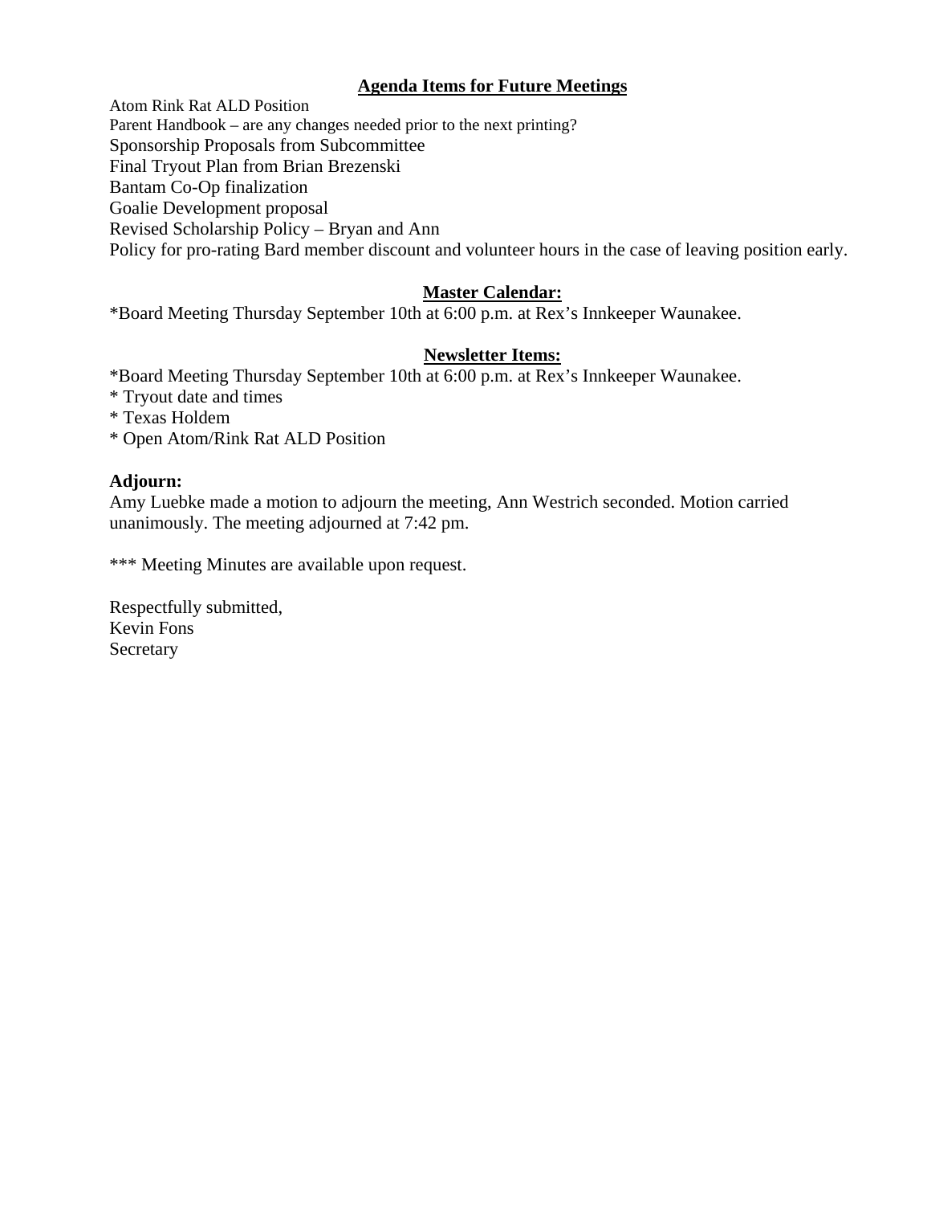**Agenda Items for Future Meetings**

Atom Rink Rat ALD Position
Parent Handbook – are any changes needed prior to the next printing?
Sponsorship Proposals from Subcommittee
Final Tryout Plan from Brian Brezenski
Bantam Co-Op finalization
Goalie Development proposal
Revised Scholarship Policy – Bryan and Ann
Policy for pro-rating Bard member discount and volunteer hours in the case of leaving position early.

**Master Calendar:**

*Board Meeting Thursday September 10th at 6:00 p.m. at Rex's Innkeeper Waunakee.

**Newsletter Items:**

*Board Meeting Thursday September 10th at 6:00 p.m. at Rex's Innkeeper Waunakee.
* Tryout date and times
* Texas Holdem
* Open Atom/Rink Rat ALD Position

**Adjourn:**

Amy Luebke made a motion to adjourn the meeting, Ann Westrich seconded. Motion carried unanimously. The meeting adjourned at 7:42 pm.

*** Meeting Minutes are available upon request.

Respectfully submitted,
Kevin Fons
Secretary